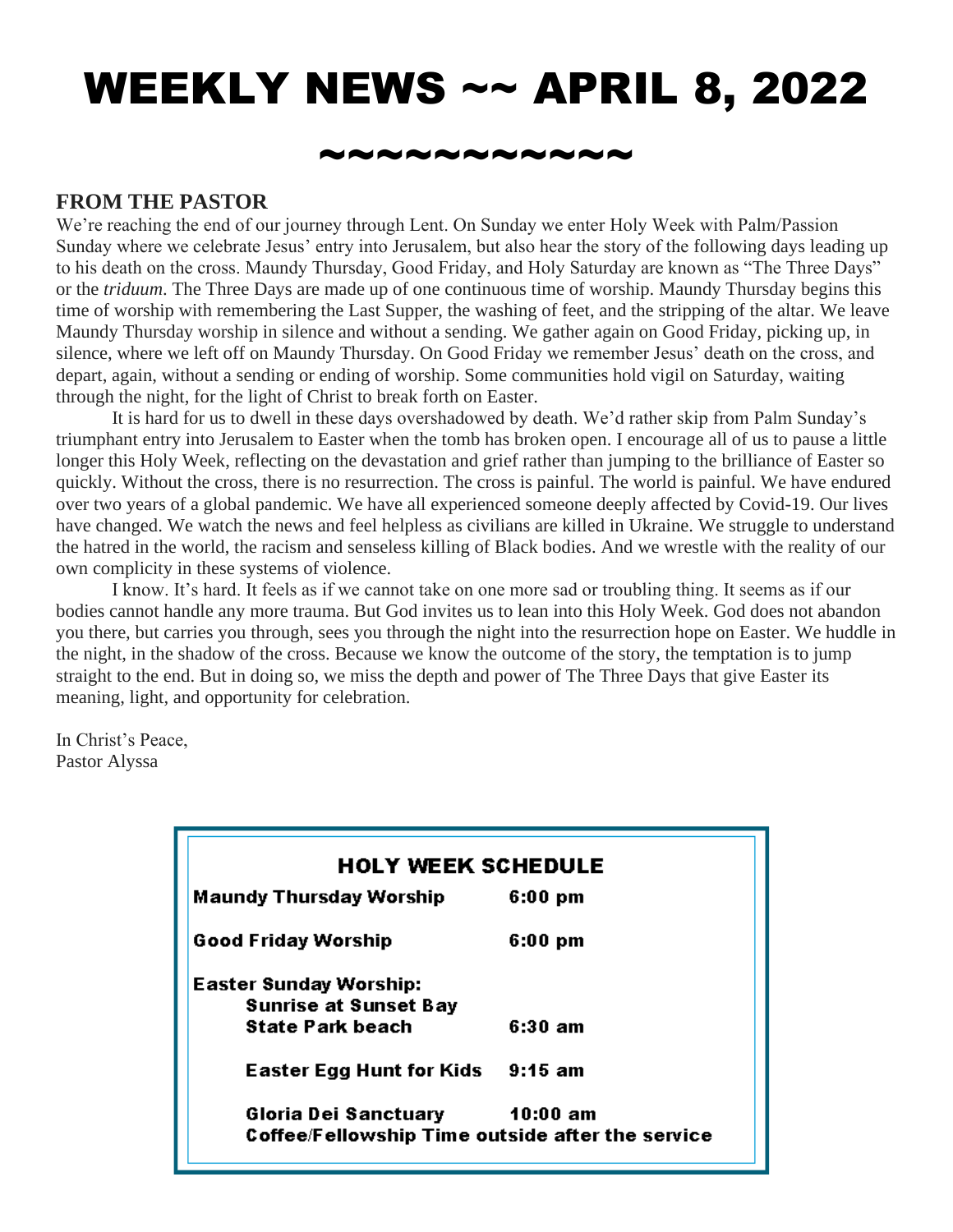# WEEKLY NEWS ~~ APRIL 8, 2022

# ~~~~~~~~~~~~

## FROM THE PASTOR

We're reaching the end of our journey through Lent. On Sunday we enter Holy Week with Palm/Passion Sunday where we celebrate Jesus' entry into Jerusalem, but also hear the story of the following days leading up to his death on the cross. Maundy Thursday, Good Friday, and Holy Saturday are known as "The Three Days" or the *triduum.* The Three Days are made up of one continuous time of worship. Maundy Thursday begins this time of worship with remembering the Last Supper, the washing of feet, and the stripping of the altar. We leave Maundy Thursday worship in silence and without a sending. We gather again on Good Friday, picking up, in silence, where we left off on Maundy Thursday. On Good Friday we remember Jesus' death on the cross, and depart, again, without a sending or ending of worship. Some communities hold vigil on Saturday, waiting through the night, for the light of Christ to break forth on Easter.

It is hard for us to dwell in these days overshadowed by death. We'd rather skip from Palm Sunday's triumphant entry into Jerusalem to Easter when the tomb has broken open. I encourage all of us to pause a little longer this Holy Week, reflecting on the devastation and grief rather than jumping to the brilliance of Easter so quickly. Without the cross, there is no resurrection. The cross is painful. The world is painful. We have endured over two years of a global pandemic. We have all experienced someone deeply affected by Covid-19. Our lives have changed. We watch the news and feel helpless as civilians are killed in Ukraine. We struggle to understand the hatred in the world, the racism and senseless killing of Black bodies. And we wrestle with the reality of our own complicity in these systems of violence.

I know. It's hard. It feels as if we cannot take on one more sad or troubling thing. It seems as if our bodies cannot handle any more trauma. But God invites us to lean into this Holy Week. God does not abandon you there, but carries you through, sees you through the night into the resurrection hope on Easter. We huddle in the night, in the shadow of the cross. Because we know the outcome of the story, the temptation is to jump straight to the end. But in doing so, we miss the depth and power of The Three Days that give Easter its meaning, light, and opportunity for celebration.

In Christ's Peace,
Pastor Alyssa

### HOLY WEEK SCHEDULE

**Maundy Thursday Worship** 6:00 pm

**Good Friday Worship** 6:00 pm

**Easter Sunday Worship:**

- **Sunrise at Sunset Bay State Park beach** 6:30 am
- **Easter Egg Hunt for Kids** 9:15 am
- **Gloria Dei Sanctuary** 10:00 am
  **Coffee/Fellowship Time outside after the service**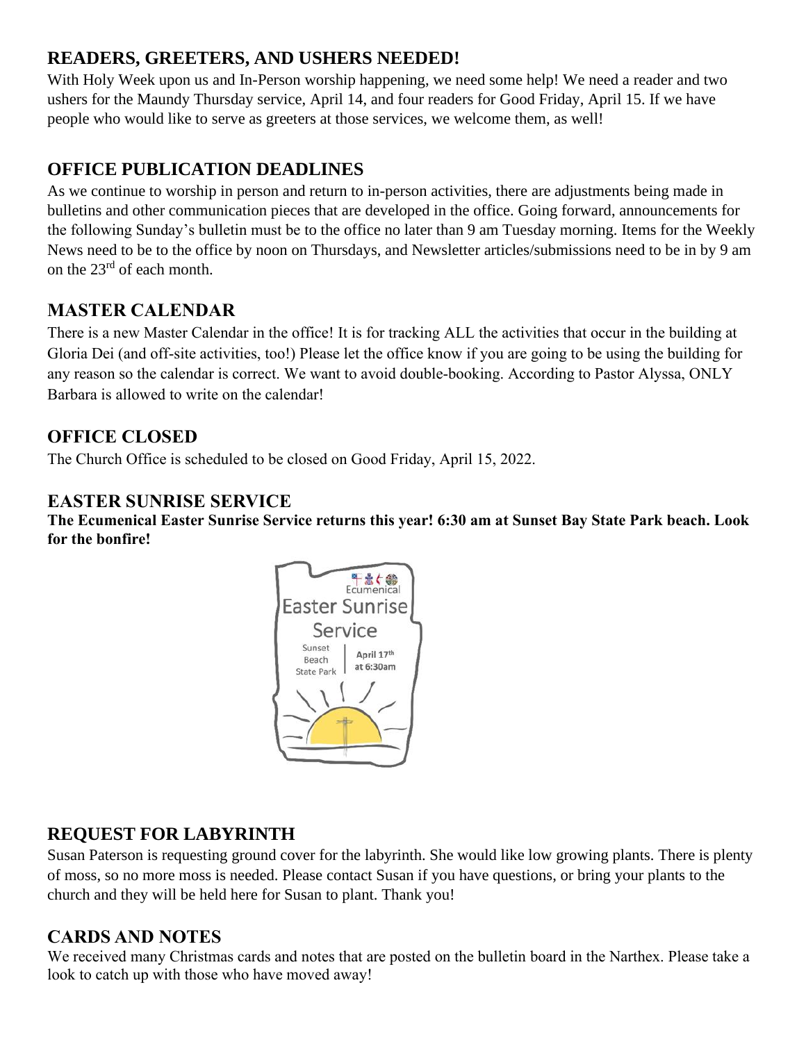## READERS, GREETERS, AND USHERS NEEDED!

With Holy Week upon us and In-Person worship happening, we need some help! We need a reader and two ushers for the Maundy Thursday service, April 14, and four readers for Good Friday, April 15. If we have people who would like to serve as greeters at those services, we welcome them, as well!

## OFFICE PUBLICATION DEADLINES

As we continue to worship in person and return to in-person activities, there are adjustments being made in bulletins and other communication pieces that are developed in the office. Going forward, announcements for the following Sunday's bulletin must be to the office no later than 9 am Tuesday morning. Items for the Weekly News need to be to the office by noon on Thursdays, and Newsletter articles/submissions need to be in by 9 am on the 23rd of each month.

## MASTER CALENDAR

There is a new Master Calendar in the office! It is for tracking ALL the activities that occur in the building at Gloria Dei (and off-site activities, too!) Please let the office know if you are going to be using the building for any reason so the calendar is correct. We want to avoid double-booking. According to Pastor Alyssa, ONLY Barbara is allowed to write on the calendar!

## OFFICE CLOSED

The Church Office is scheduled to be closed on Good Friday, April 15, 2022.

## EASTER SUNRISE SERVICE

**The Ecumenical Easter Sunrise Service returns this year! 6:30 am at Sunset Bay State Park beach. Look for the bonfire!**

Ecumenical
Easter Sunrise Service
Sunset Beach State Park | April 17th at 6:30am

## REQUEST FOR LABYRINTH

Susan Paterson is requesting ground cover for the labyrinth. She would like low growing plants. There is plenty of moss, so no more moss is needed. Please contact Susan if you have questions, or bring your plants to the church and they will be held here for Susan to plant. Thank you!

## CARDS AND NOTES

We received many Christmas cards and notes that are posted on the bulletin board in the Narthex. Please take a look to catch up with those who have moved away!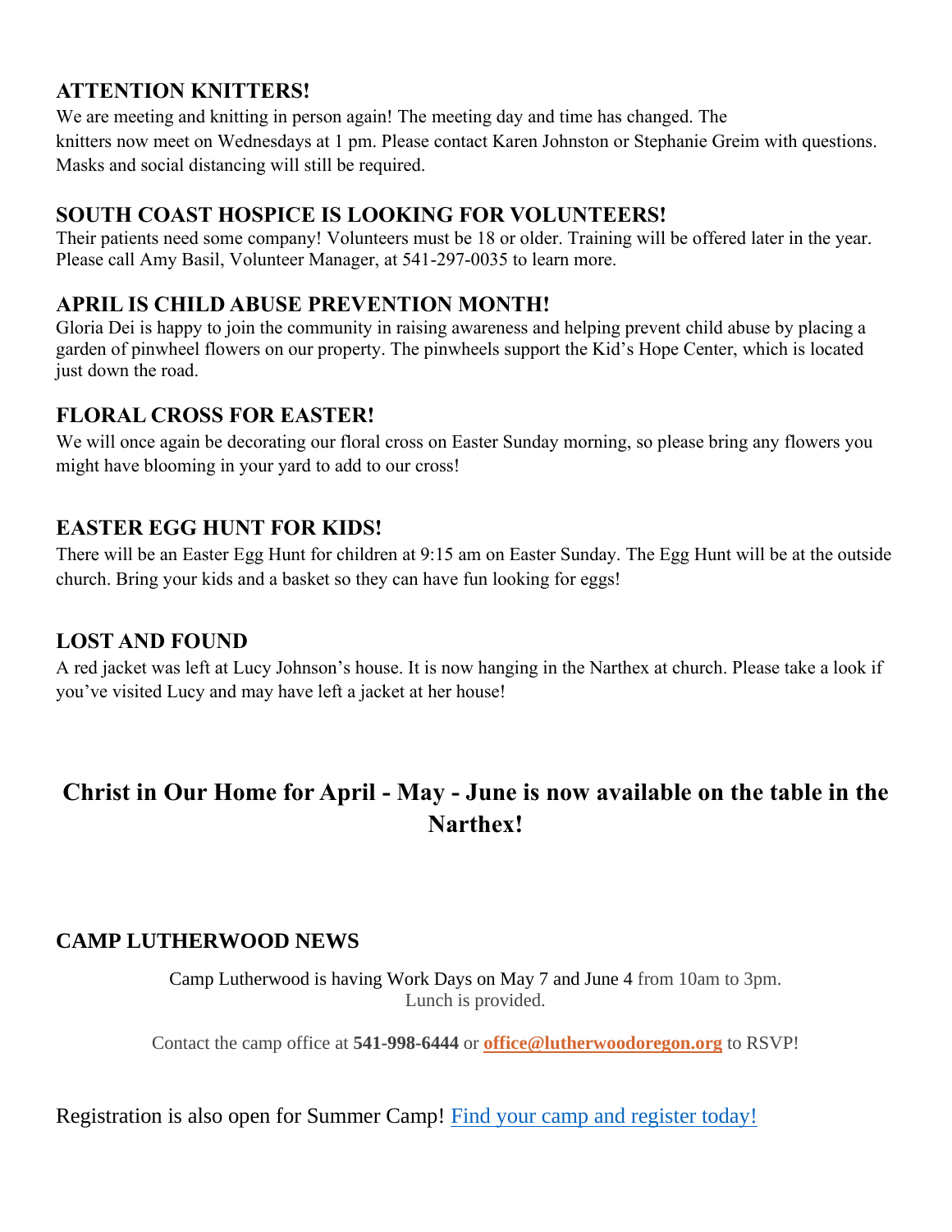## ATTENTION KNITTERS!

We are meeting and knitting in person again! The meeting day and time has changed. The knitters now meet on Wednesdays at 1 pm. Please contact Karen Johnston or Stephanie Greim with questions. Masks and social distancing will still be required.

## SOUTH COAST HOSPICE IS LOOKING FOR VOLUNTEERS!

Their patients need some company! Volunteers must be 18 or older. Training will be offered later in the year. Please call Amy Basil, Volunteer Manager, at 541-297-0035 to learn more.

## APRIL IS CHILD ABUSE PREVENTION MONTH!

Gloria Dei is happy to join the community in raising awareness and helping prevent child abuse by placing a garden of pinwheel flowers on our property. The pinwheels support the Kid's Hope Center, which is located just down the road.

## FLORAL CROSS FOR EASTER!

We will once again be decorating our floral cross on Easter Sunday morning, so please bring any flowers you might have blooming in your yard to add to our cross!

## EASTER EGG HUNT FOR KIDS!

There will be an Easter Egg Hunt for children at 9:15 am on Easter Sunday. The Egg Hunt will be at the outside church. Bring your kids and a basket so they can have fun looking for eggs!

## LOST AND FOUND

A red jacket was left at Lucy Johnson's house. It is now hanging in the Narthex at church. Please take a look if you've visited Lucy and may have left a jacket at her house!

## Christ in Our Home for April - May - June is now available on the table in the Narthex!

## CAMP LUTHERWOOD NEWS

Camp Lutherwood is having Work Days on May 7 and June 4 from 10am to 3pm.
Lunch is provided.

Contact the camp office at **541-998-6444** or **office@lutherwoodoregon.org** to RSVP!

Registration is also open for Summer Camp! Find your camp and register today!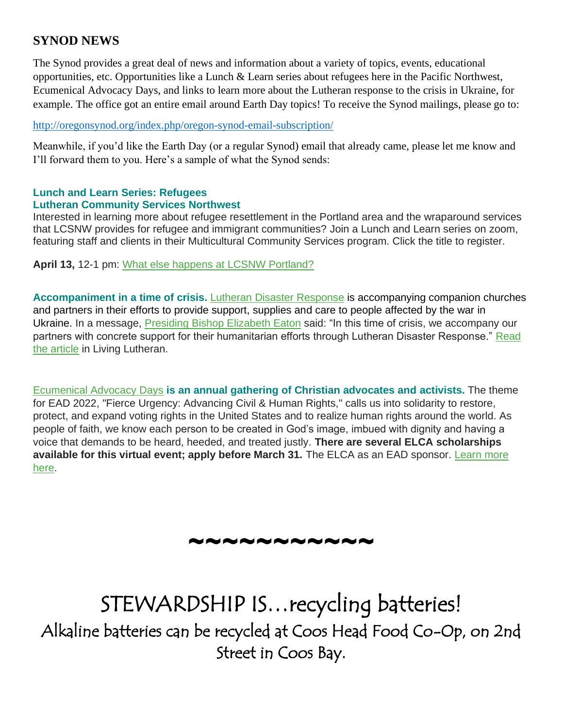## SYNOD NEWS

The Synod provides a great deal of news and information about a variety of topics, events, educational opportunities, etc. Opportunities like a Lunch & Learn series about refugees here in the Pacific Northwest, Ecumenical Advocacy Days, and links to learn more about the Lutheran response to the crisis in Ukraine, for example. The office got an entire email around Earth Day topics! To receive the Synod mailings, please go to:

http://oregonsynod.org/index.php/oregon-synod-email-subscription/

Meanwhile, if you'd like the Earth Day (or a regular Synod) email that already came, please let me know and I'll forward them to you. Here's a sample of what the Synod sends:

**Lunch and Learn Series: Refugees**
**Lutheran Community Services Northwest**

Interested in learning more about refugee resettlement in the Portland area and the wraparound services that LCSNW provides for refugee and immigrant communities? Join a Lunch and Learn series on zoom, featuring staff and clients in their Multicultural Community Services program. Click the title to register.

**April 13,** 12-1 pm: What else happens at LCSNW Portland?

**Accompaniment in a time of crisis.** Lutheran Disaster Response is accompanying companion churches and partners in their efforts to provide support, supplies and care to people affected by the war in Ukraine. In a message, Presiding Bishop Elizabeth Eaton said: "In this time of crisis, we accompany our partners with concrete support for their humanitarian efforts through Lutheran Disaster Response." Read the article in Living Lutheran.

Ecumenical Advocacy Days **is an annual gathering of Christian advocates and activists.** The theme for EAD 2022, "Fierce Urgency: Advancing Civil & Human Rights," calls us into solidarity to restore, protect, and expand voting rights in the United States and to realize human rights around the world. As people of faith, we know each person to be created in God's image, imbued with dignity and having a voice that demands to be heard, heeded, and treated justly. **There are several ELCA scholarships available for this virtual event; apply before March 31.** The ELCA as an EAD sponsor. Learn more here.

~~~~~~~~~~~~

# STEWARDSHIP IS…recycling batteries!

## Alkaline batteries can be recycled at Coos Head Food Co-Op, on 2nd Street in Coos Bay.